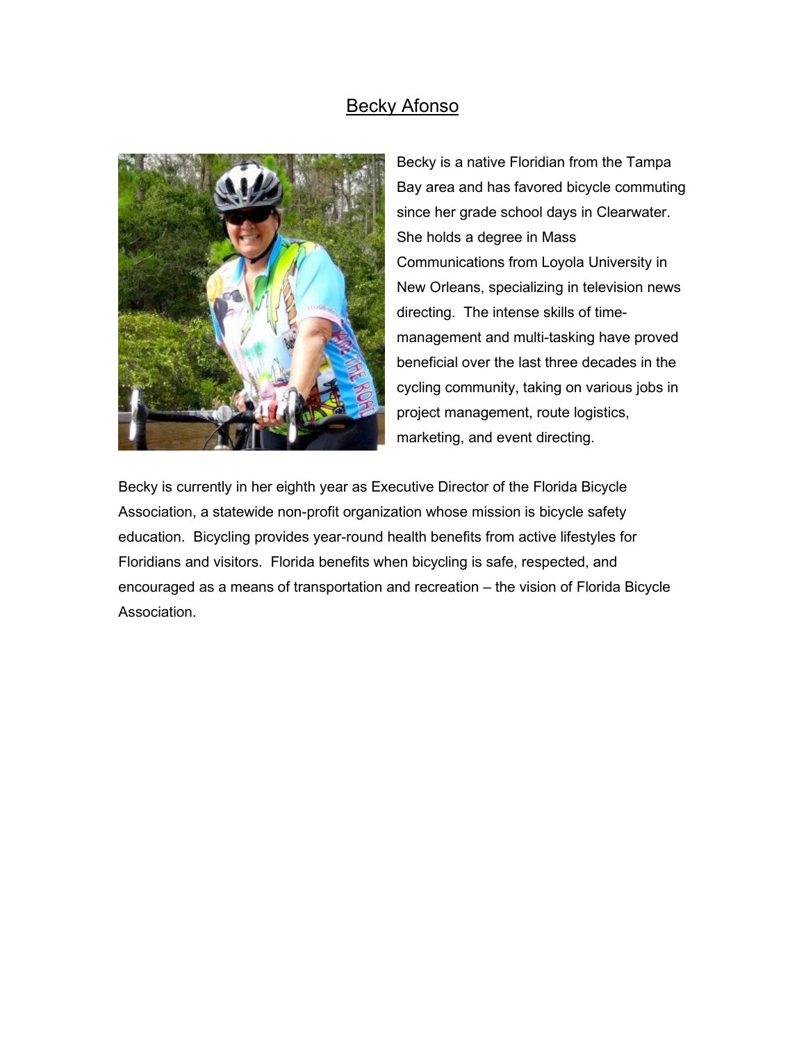# Becky Afonso

Becky is a native Floridian from the Tampa Bay area and has favored bicycle commuting since her grade school days in Clearwater. She holds a degree in Mass Communications from Loyola University in New Orleans, specializing in television news directing. The intense skills of time-management and multi-tasking have proved beneficial over the last three decades in the cycling community, taking on various jobs in project management, route logistics, marketing, and event directing.

Becky is currently in her eighth year as Executive Director of the Florida Bicycle Association, a statewide non-profit organization whose mission is bicycle safety education. Bicycling provides year-round health benefits from active lifestyles for Floridians and visitors. Florida benefits when bicycling is safe, respected, and encouraged as a means of transportation and recreation – the vision of Florida Bicycle Association.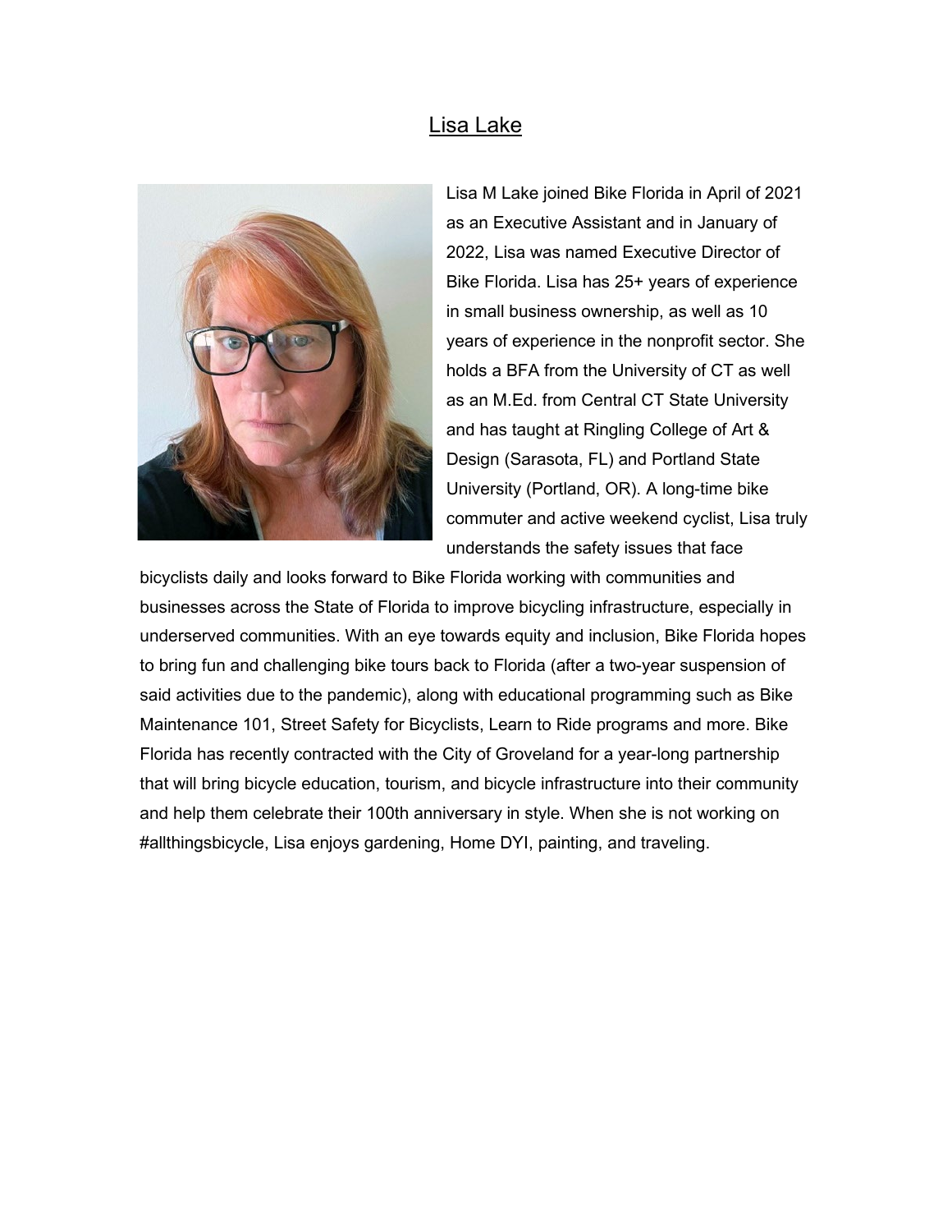# Lisa Lake

Lisa M Lake joined Bike Florida in April of 2021 as an Executive Assistant and in January of 2022, Lisa was named Executive Director of Bike Florida. Lisa has 25+ years of experience in small business ownership, as well as 10 years of experience in the nonprofit sector. She holds a BFA from the University of CT as well as an M.Ed. from Central CT State University and has taught at Ringling College of Art & Design (Sarasota, FL) and Portland State University (Portland, OR). A long-time bike commuter and active weekend cyclist, Lisa truly understands the safety issues that face bicyclists daily and looks forward to Bike Florida working with communities and businesses across the State of Florida to improve bicycling infrastructure, especially in underserved communities. With an eye towards equity and inclusion, Bike Florida hopes to bring fun and challenging bike tours back to Florida (after a two-year suspension of said activities due to the pandemic), along with educational programming such as Bike Maintenance 101, Street Safety for Bicyclists, Learn to Ride programs and more. Bike Florida has recently contracted with the City of Groveland for a year-long partnership that will bring bicycle education, tourism, and bicycle infrastructure into their community and help them celebrate their 100th anniversary in style. When she is not working on #allthingsbicycle, Lisa enjoys gardening, Home DYI, painting, and traveling.